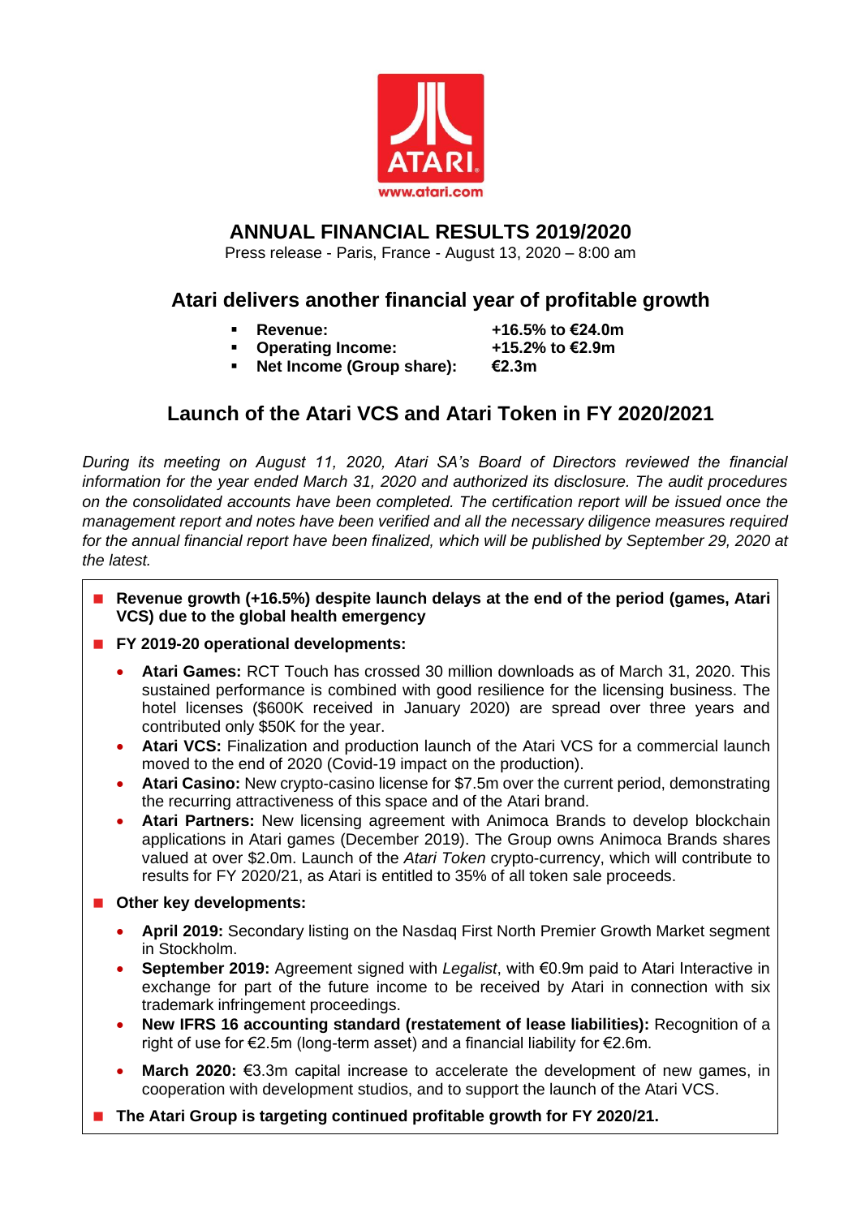# ANNUAL FINANCIAL RESULTS 2019/2020

Press release - Paris, France - August 13, 2020 – 8:00 am

## Atari delivers another financial year of profitable growth

- **Revenue:** **+16.5% to €24.0m**
- **Operating Income:** **+15.2% to €2.9m**
- **Net Income (Group share):** **€2.3m**

## Launch of the Atari VCS and Atari Token in FY 2020/2021

*During its meeting on August 11, 2020, Atari SA's Board of Directors reviewed the financial information for the year ended March 31, 2020 and authorized its disclosure. The audit procedures on the consolidated accounts have been completed. The certification report will be issued once the management report and notes have been verified and all the necessary diligence measures required for the annual financial report have been finalized, which will be published by September 29, 2020 at the latest.*

- **Revenue growth (+16.5%) despite launch delays at the end of the period (games, Atari VCS) due to the global health emergency**
- **FY 2019-20 operational developments:**
  - **Atari Games:** RCT Touch has crossed 30 million downloads as of March 31, 2020. This sustained performance is combined with good resilience for the licensing business. The hotel licenses ($600K received in January 2020) are spread over three years and contributed only $50K for the year.
  - **Atari VCS:** Finalization and production launch of the Atari VCS for a commercial launch moved to the end of 2020 (Covid-19 impact on the production).
  - **Atari Casino:** New crypto-casino license for $7.5m over the current period, demonstrating the recurring attractiveness of this space and of the Atari brand.
  - **Atari Partners:** New licensing agreement with Animoca Brands to develop blockchain applications in Atari games (December 2019). The Group owns Animoca Brands shares valued at over $2.0m. Launch of the *Atari Token* crypto-currency, which will contribute to results for FY 2020/21, as Atari is entitled to 35% of all token sale proceeds.
- **Other key developments:**
  - **April 2019:** Secondary listing on the Nasdaq First North Premier Growth Market segment in Stockholm.
  - **September 2019:** Agreement signed with *Legalist*, with €0.9m paid to Atari Interactive in exchange for part of the future income to be received by Atari in connection with six trademark infringement proceedings.
  - **New IFRS 16 accounting standard (restatement of lease liabilities):** Recognition of a right of use for €2.5m (long-term asset) and a financial liability for €2.6m.
  - **March 2020:** €3.3m capital increase to accelerate the development of new games, in cooperation with development studios, and to support the launch of the Atari VCS.
- **The Atari Group is targeting continued profitable growth for FY 2020/21.**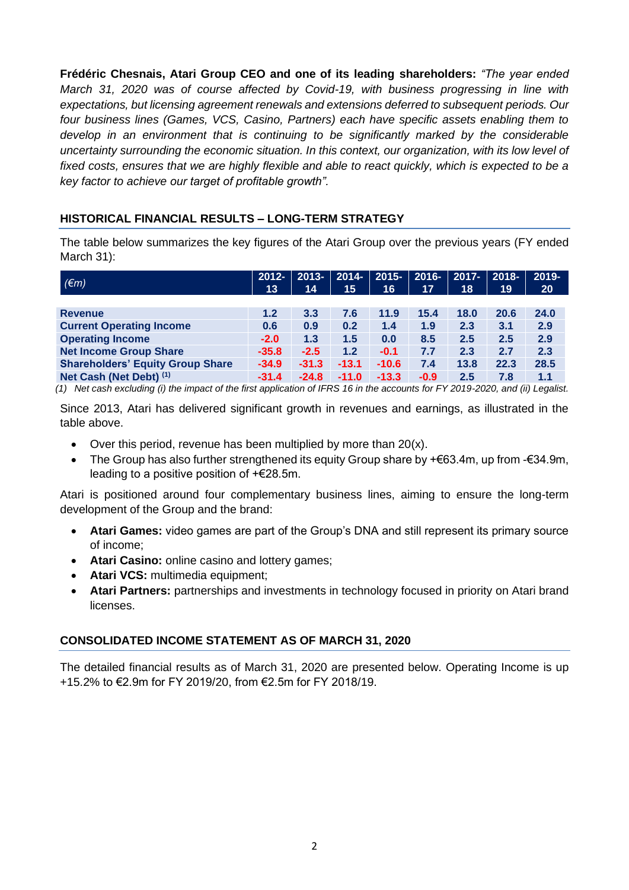**Frédéric Chesnais, Atari Group CEO and one of its leading shareholders:** *"The year ended March 31, 2020 was of course affected by Covid-19, with business progressing in line with expectations, but licensing agreement renewals and extensions deferred to subsequent periods. Our four business lines (Games, VCS, Casino, Partners) each have specific assets enabling them to develop in an environment that is continuing to be significantly marked by the considerable uncertainty surrounding the economic situation. In this context, our organization, with its low level of fixed costs, ensures that we are highly flexible and able to react quickly, which is expected to be a key factor to achieve our target of profitable growth".*

## HISTORICAL FINANCIAL RESULTS – LONG-TERM STRATEGY

The table below summarizes the key figures of the Atari Group over the previous years (FY ended March 31):

| *(€m)* | 2012-13 | 2013-14 | 2014-15 | 2015-16 | 2016-17 | 2017-18 | 2018-19 | 2019-20 |
|---|---|---|---|---|---|---|---|---|
| **Revenue** | 1.2 | 3.3 | 7.6 | 11.9 | 15.4 | 18.0 | 20.6 | 24.0 |
| **Current Operating Income** | 0.6 | 0.9 | 0.2 | 1.4 | 1.9 | 2.3 | 3.1 | 2.9 |
| **Operating Income** | -2.0 | 1.3 | 1.5 | 0.0 | 8.5 | 2.5 | 2.5 | 2.9 |
| **Net Income Group Share** | -35.8 | -2.5 | 1.2 | -0.1 | 7.7 | 2.3 | 2.7 | 2.3 |
| **Shareholders' Equity Group Share** | -34.9 | -31.3 | -13.1 | -10.6 | 7.4 | 13.8 | 22.3 | 28.5 |
| **Net Cash (Net Debt) (1)** | -31.4 | -24.8 | -11.0 | -13.3 | -0.9 | 2.5 | 7.8 | 1.1 |

*(1) Net cash excluding (i) the impact of the first application of IFRS 16 in the accounts for FY 2019-2020, and (ii) Legalist.*

Since 2013, Atari has delivered significant growth in revenues and earnings, as illustrated in the table above.

- Over this period, revenue has been multiplied by more than 20(x).
- The Group has also further strengthened its equity Group share by +€63.4m, up from -€34.9m, leading to a positive position of +€28.5m.

Atari is positioned around four complementary business lines, aiming to ensure the long-term development of the Group and the brand:

- **Atari Games:** video games are part of the Group's DNA and still represent its primary source of income;
- **Atari Casino:** online casino and lottery games;
- **Atari VCS:** multimedia equipment;
- **Atari Partners:** partnerships and investments in technology focused in priority on Atari brand licenses.

## CONSOLIDATED INCOME STATEMENT AS OF MARCH 31, 2020

The detailed financial results as of March 31, 2020 are presented below. Operating Income is up +15.2% to €2.9m for FY 2019/20, from €2.5m for FY 2018/19.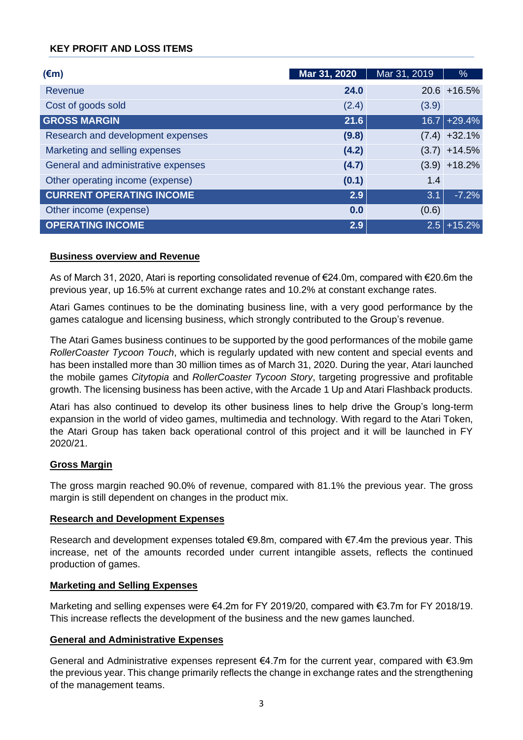## KEY PROFIT AND LOSS ITEMS

| (€m) | Mar 31, 2020 | Mar 31, 2019 | % |
|---|---|---|---|
| Revenue | **24.0** | 20.6 | +16.5% |
| Cost of goods sold | (2.4) | (3.9) | |
| **GROSS MARGIN** | **21.6** | 16.7 | +29.4% |
| Research and development expenses | **(9.8)** | (7.4) | +32.1% |
| Marketing and selling expenses | **(4.2)** | (3.7) | +14.5% |
| General and administrative expenses | **(4.7)** | (3.9) | +18.2% |
| Other operating income (expense) | **(0.1)** | 1.4 | |
| **CURRENT OPERATING INCOME** | **2.9** | 3.1 | -7.2% |
| Other income (expense) | **0.0** | (0.6) | |
| **OPERATING INCOME** | **2.9** | 2.5 | +15.2% |

### Business overview and Revenue

As of March 31, 2020, Atari is reporting consolidated revenue of €24.0m, compared with €20.6m the previous year, up 16.5% at current exchange rates and 10.2% at constant exchange rates.

Atari Games continues to be the dominating business line, with a very good performance by the games catalogue and licensing business, which strongly contributed to the Group's revenue.

The Atari Games business continues to be supported by the good performances of the mobile game *RollerCoaster Tycoon Touch*, which is regularly updated with new content and special events and has been installed more than 30 million times as of March 31, 2020. During the year, Atari launched the mobile games *Citytopia* and *RollerCoaster Tycoon Story*, targeting progressive and profitable growth. The licensing business has been active, with the Arcade 1 Up and Atari Flashback products.

Atari has also continued to develop its other business lines to help drive the Group's long-term expansion in the world of video games, multimedia and technology. With regard to the Atari Token, the Atari Group has taken back operational control of this project and it will be launched in FY 2020/21.

### Gross Margin

The gross margin reached 90.0% of revenue, compared with 81.1% the previous year. The gross margin is still dependent on changes in the product mix.

### Research and Development Expenses

Research and development expenses totaled €9.8m, compared with €7.4m the previous year. This increase, net of the amounts recorded under current intangible assets, reflects the continued production of games.

### Marketing and Selling Expenses

Marketing and selling expenses were €4.2m for FY 2019/20, compared with €3.7m for FY 2018/19. This increase reflects the development of the business and the new games launched.

### General and Administrative Expenses

General and Administrative expenses represent €4.7m for the current year, compared with €3.9m the previous year. This change primarily reflects the change in exchange rates and the strengthening of the management teams.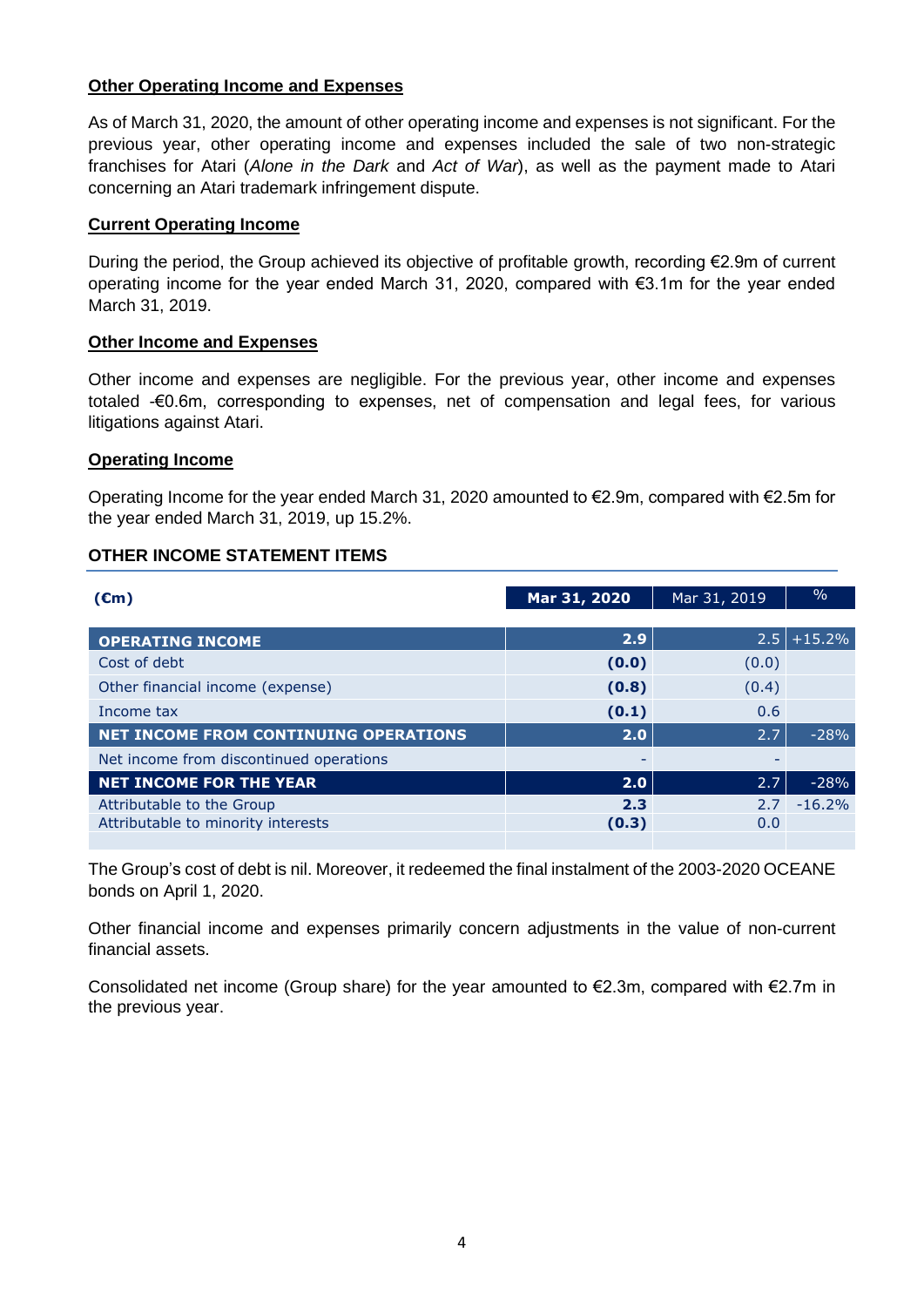### Other Operating Income and Expenses

As of March 31, 2020, the amount of other operating income and expenses is not significant. For the previous year, other operating income and expenses included the sale of two non-strategic franchises for Atari (*Alone in the Dark* and *Act of War*), as well as the payment made to Atari concerning an Atari trademark infringement dispute.

### Current Operating Income

During the period, the Group achieved its objective of profitable growth, recording €2.9m of current operating income for the year ended March 31, 2020, compared with €3.1m for the year ended March 31, 2019.

### Other Income and Expenses

Other income and expenses are negligible. For the previous year, other income and expenses totaled -€0.6m, corresponding to expenses, net of compensation and legal fees, for various litigations against Atari.

### Operating Income

Operating Income for the year ended March 31, 2020 amounted to €2.9m, compared with €2.5m for the year ended March 31, 2019, up 15.2%.

## OTHER INCOME STATEMENT ITEMS

| (€m) | Mar 31, 2020 | Mar 31, 2019 | % |
|---|---|---|---|
| **OPERATING INCOME** | **2.9** | 2.5 | +15.2% |
| Cost of debt | **(0.0)** | (0.0) | |
| Other financial income (expense) | **(0.8)** | (0.4) | |
| Income tax | **(0.1)** | 0.6 | |
| **NET INCOME FROM CONTINUING OPERATIONS** | **2.0** | 2.7 | -28% |
| Net income from discontinued operations | - | - | |
| **NET INCOME FOR THE YEAR** | **2.0** | 2.7 | -28% |
| Attributable to the Group | **2.3** | 2.7 | -16.2% |
| Attributable to minority interests | **(0.3)** | 0.0 | |

The Group's cost of debt is nil. Moreover, it redeemed the final instalment of the 2003-2020 OCEANE bonds on April 1, 2020.

Other financial income and expenses primarily concern adjustments in the value of non-current financial assets.

Consolidated net income (Group share) for the year amounted to €2.3m, compared with €2.7m in the previous year.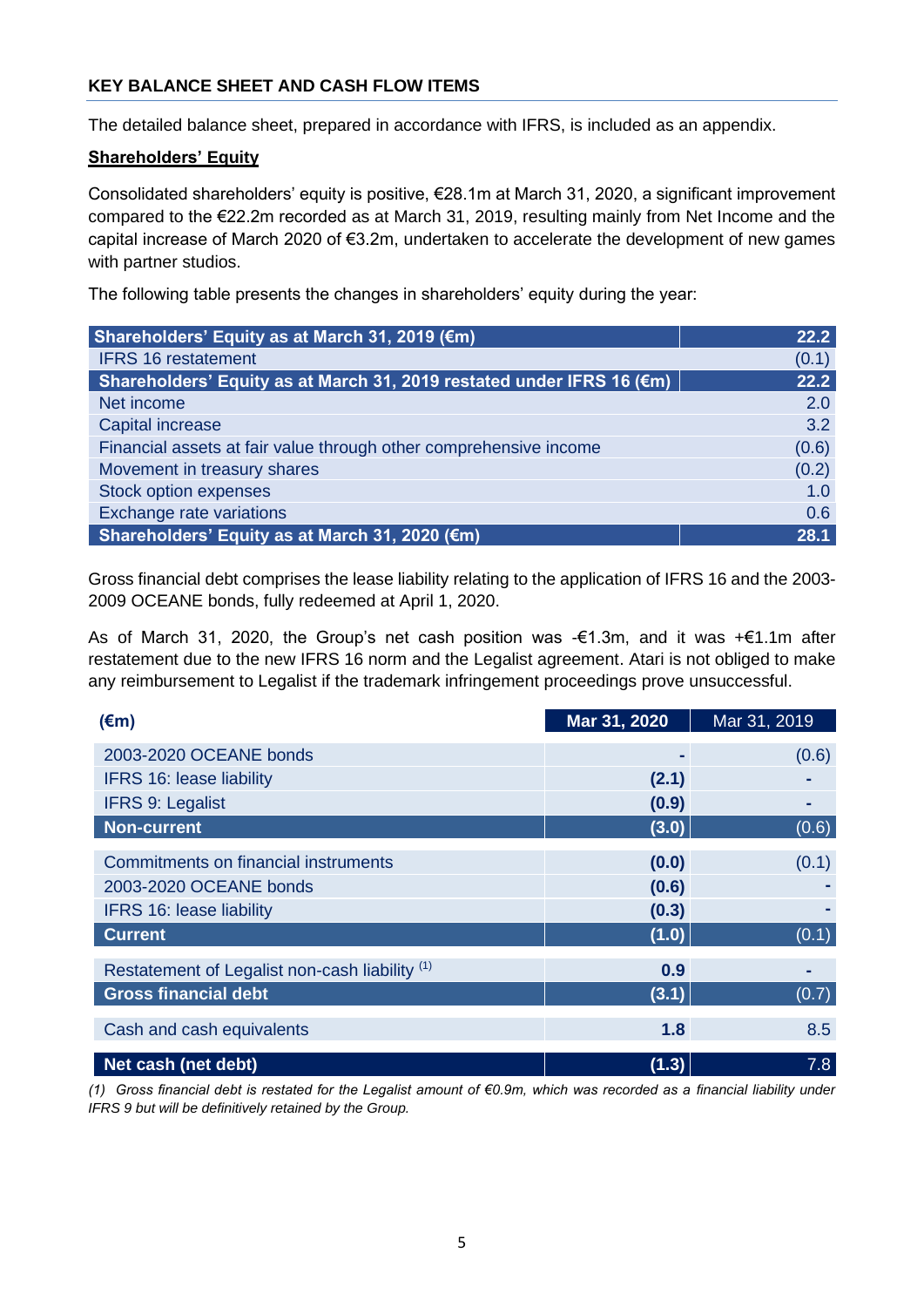## KEY BALANCE SHEET AND CASH FLOW ITEMS

The detailed balance sheet, prepared in accordance with IFRS, is included as an appendix.

**Shareholders' Equity**

Consolidated shareholders' equity is positive, €28.1m at March 31, 2020, a significant improvement compared to the €22.2m recorded as at March 31, 2019, resulting mainly from Net Income and the capital increase of March 2020 of €3.2m, undertaken to accelerate the development of new games with partner studios.

The following table presents the changes in shareholders' equity during the year:

| **Shareholders' Equity as at March 31, 2019 (€m)** | **22.2** |
|---|---|
| IFRS 16 restatement | (0.1) |
| **Shareholders' Equity as at March 31, 2019 restated under IFRS 16 (€m)** | **22.2** |
| Net income | 2.0 |
| Capital increase | 3.2 |
| Financial assets at fair value through other comprehensive income | (0.6) |
| Movement in treasury shares | (0.2) |
| Stock option expenses | 1.0 |
| Exchange rate variations | 0.6 |
| **Shareholders' Equity as at March 31, 2020 (€m)** | **28.1** |

Gross financial debt comprises the lease liability relating to the application of IFRS 16 and the 2003-2009 OCEANE bonds, fully redeemed at April 1, 2020.

As of March 31, 2020, the Group's net cash position was -€1.3m, and it was +€1.1m after restatement due to the new IFRS 16 norm and the Legalist agreement. Atari is not obliged to make any reimbursement to Legalist if the trademark infringement proceedings prove unsuccessful.

| (€m) | Mar 31, 2020 | Mar 31, 2019 |
|---|---|---|
| 2003-2020 OCEANE bonds | - | (0.6) |
| IFRS 16: lease liability | (2.1) | - |
| IFRS 9: Legalist | (0.9) | - |
| **Non-current** | **(3.0)** | (0.6) |
| Commitments on financial instruments | (0.0) | (0.1) |
| 2003-2020 OCEANE bonds | (0.6) | - |
| IFRS 16: lease liability | (0.3) | - |
| **Current** | **(1.0)** | (0.1) |
| Restatement of Legalist non-cash liability [1] | 0.9 | - |
| **Gross financial debt** | **(3.1)** | (0.7) |
| Cash and cash equivalents | 1.8 | 8.5 |
| **Net cash (net debt)** | **(1.3)** | 7.8 |

*(1) Gross financial debt is restated for the Legalist amount of €0.9m, which was recorded as a financial liability under IFRS 9 but will be definitively retained by the Group.*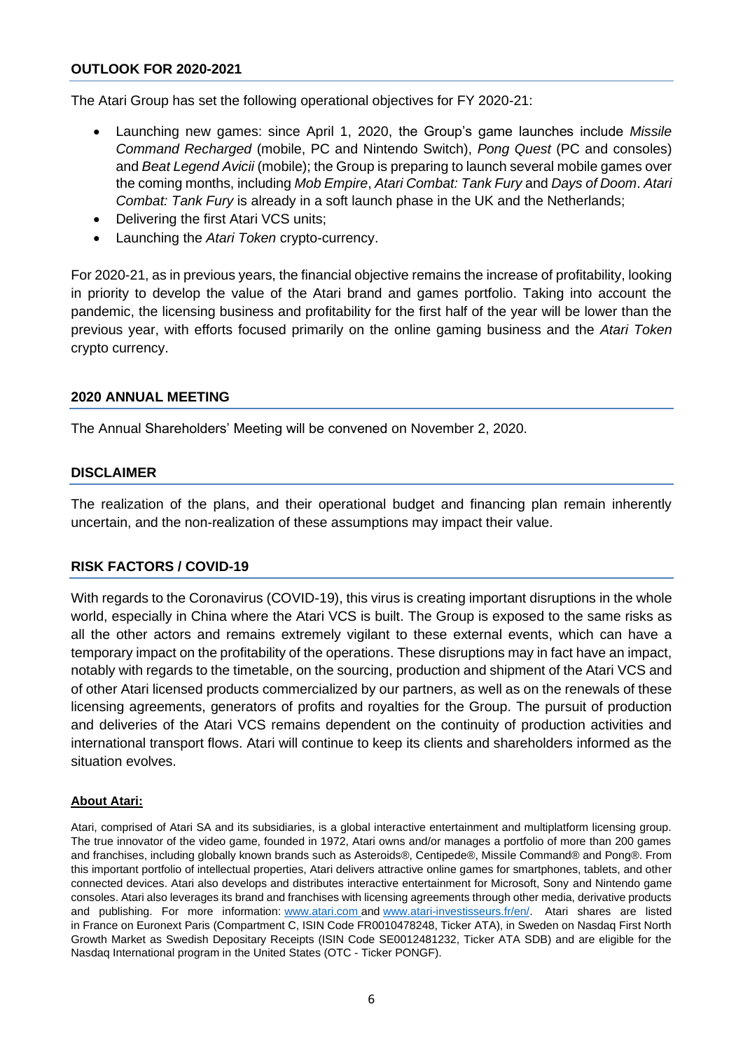## OUTLOOK FOR 2020-2021

The Atari Group has set the following operational objectives for FY 2020-21:

- Launching new games: since April 1, 2020, the Group's game launches include *Missile Command Recharged* (mobile, PC and Nintendo Switch), *Pong Quest* (PC and consoles) and *Beat Legend Avicii* (mobile); the Group is preparing to launch several mobile games over the coming months, including *Mob Empire*, *Atari Combat: Tank Fury* and *Days of Doom*. *Atari Combat: Tank Fury* is already in a soft launch phase in the UK and the Netherlands;
- Delivering the first Atari VCS units;
- Launching the *Atari Token* crypto-currency.

For 2020-21, as in previous years, the financial objective remains the increase of profitability, looking in priority to develop the value of the Atari brand and games portfolio. Taking into account the pandemic, the licensing business and profitability for the first half of the year will be lower than the previous year, with efforts focused primarily on the online gaming business and the *Atari Token* crypto currency.

## 2020 ANNUAL MEETING

The Annual Shareholders' Meeting will be convened on November 2, 2020.

## DISCLAIMER

The realization of the plans, and their operational budget and financing plan remain inherently uncertain, and the non-realization of these assumptions may impact their value.

## RISK FACTORS / COVID-19

With regards to the Coronavirus (COVID-19), this virus is creating important disruptions in the whole world, especially in China where the Atari VCS is built. The Group is exposed to the same risks as all the other actors and remains extremely vigilant to these external events, which can have a temporary impact on the profitability of the operations. These disruptions may in fact have an impact, notably with regards to the timetable, on the sourcing, production and shipment of the Atari VCS and of other Atari licensed products commercialized by our partners, as well as on the renewals of these licensing agreements, generators of profits and royalties for the Group. The pursuit of production and deliveries of the Atari VCS remains dependent on the continuity of production activities and international transport flows. Atari will continue to keep its clients and shareholders informed as the situation evolves.

**About Atari:**

Atari, comprised of Atari SA and its subsidiaries, is a global interactive entertainment and multiplatform licensing group. The true innovator of the video game, founded in 1972, Atari owns and/or manages a portfolio of more than 200 games and franchises, including globally known brands such as Asteroids®, Centipede®, Missile Command® and Pong®. From this important portfolio of intellectual properties, Atari delivers attractive online games for smartphones, tablets, and other connected devices. Atari also develops and distributes interactive entertainment for Microsoft, Sony and Nintendo game consoles. Atari also leverages its brand and franchises with licensing agreements through other media, derivative products and publishing. For more information: www.atari.com and www.atari-investisseurs.fr/en/. Atari shares are listed in France on Euronext Paris (Compartment C, ISIN Code FR0010478248, Ticker ATA), in Sweden on Nasdaq First North Growth Market as Swedish Depositary Receipts (ISIN Code SE0012481232, Ticker ATA SDB) and are eligible for the Nasdaq International program in the United States (OTC - Ticker PONGF).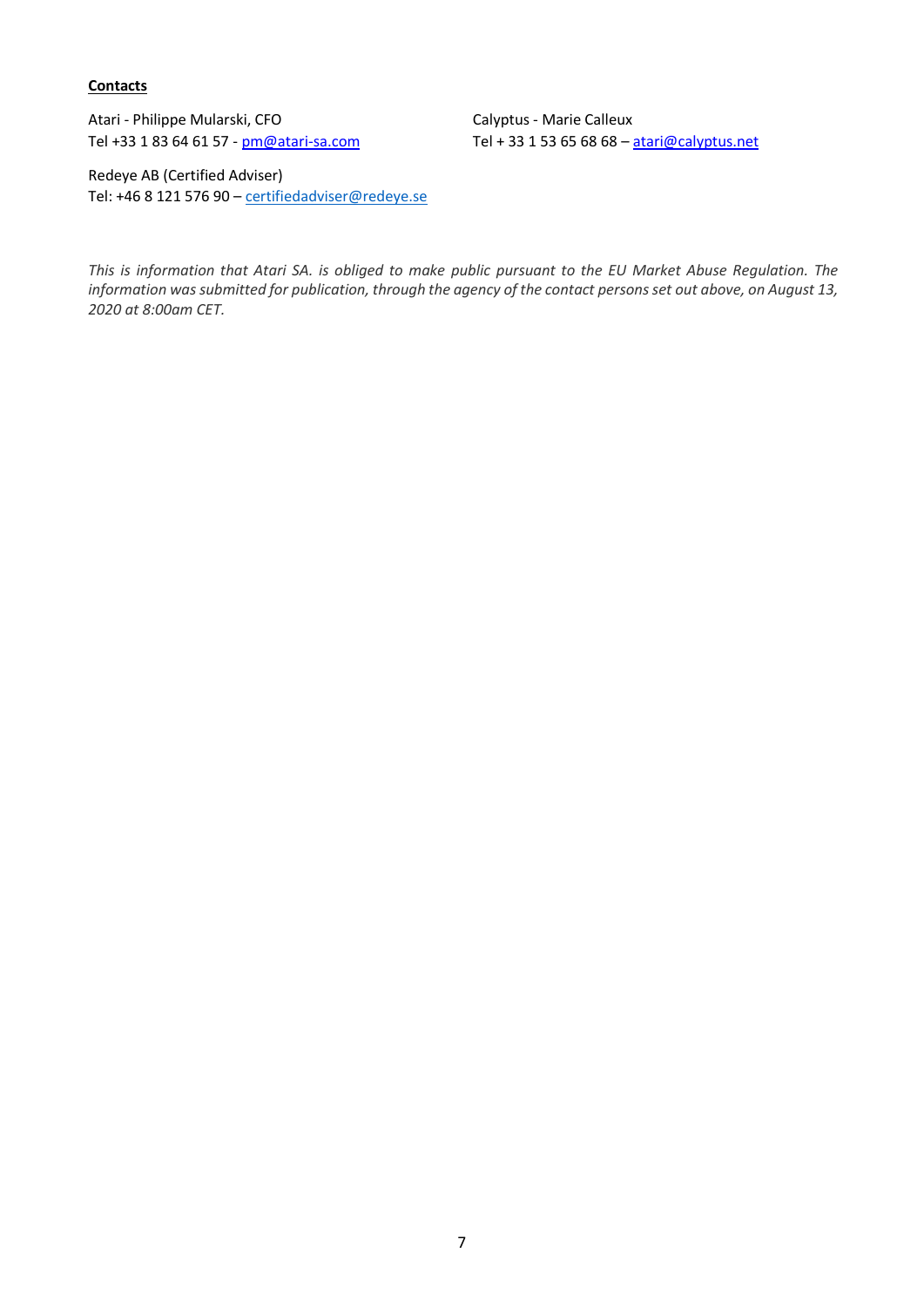**Contacts**

Atari - Philippe Mularski, CFO
Tel +33 1 83 64 61 57 - pm@atari-sa.com

Calyptus - Marie Calleux
Tel + 33 1 53 65 68 68 – atari@calyptus.net

Redeye AB (Certified Adviser)
Tel: +46 8 121 576 90 – certifiedadviser@redeye.se

*This is information that Atari SA. is obliged to make public pursuant to the EU Market Abuse Regulation. The information was submitted for publication, through the agency of the contact persons set out above, on August 13, 2020 at 8:00am CET.*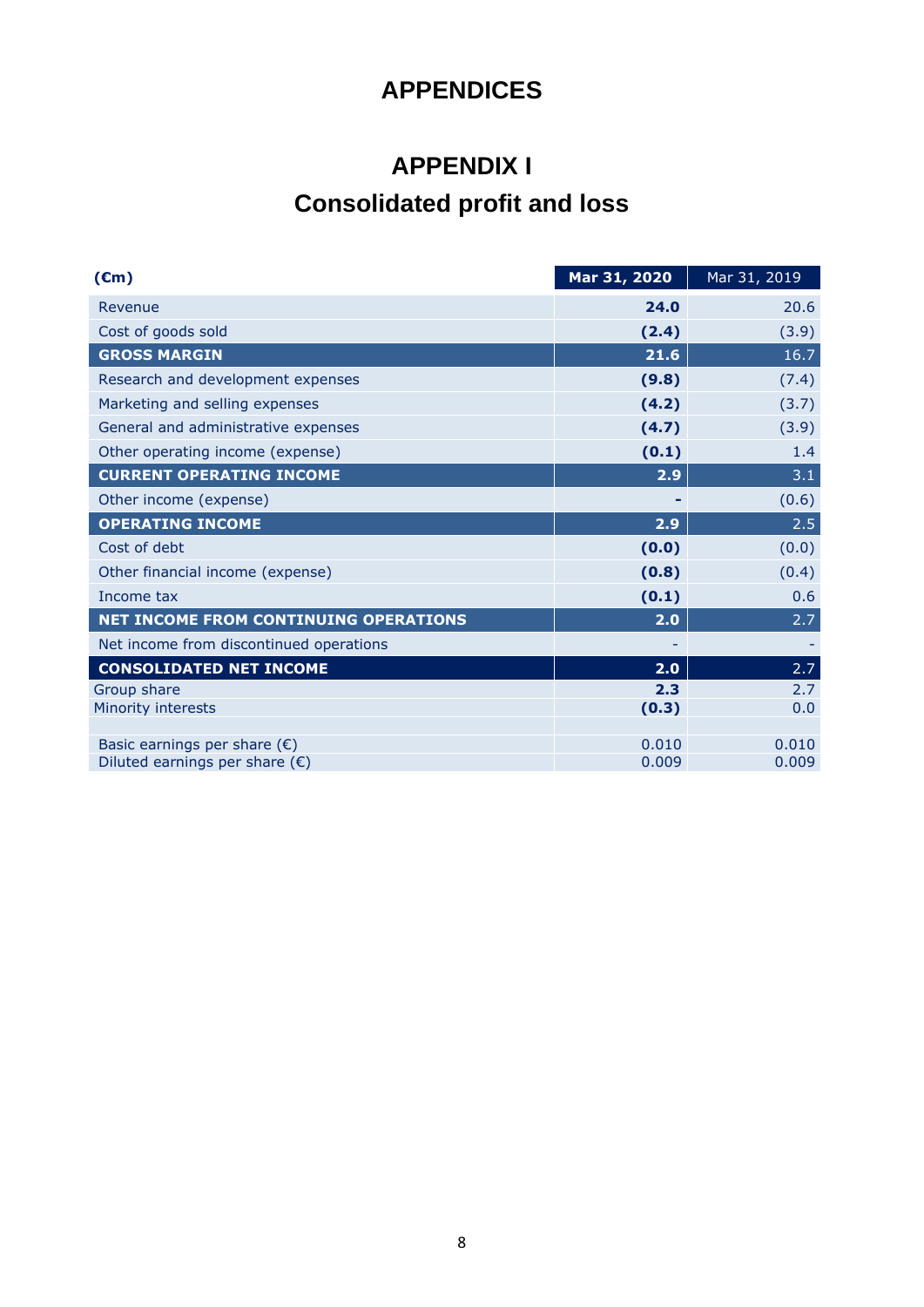# APPENDICES

## APPENDIX I
## Consolidated profit and loss

| (€m) | Mar 31, 2020 | Mar 31, 2019 |
|---|---|---|
| Revenue | **24.0** | 20.6 |
| Cost of goods sold | **(2.4)** | (3.9) |
| **GROSS MARGIN** | **21.6** | 16.7 |
| Research and development expenses | **(9.8)** | (7.4) |
| Marketing and selling expenses | **(4.2)** | (3.7) |
| General and administrative expenses | **(4.7)** | (3.9) |
| Other operating income (expense) | **(0.1)** | 1.4 |
| **CURRENT OPERATING INCOME** | **2.9** | 3.1 |
| Other income (expense) | **-** | (0.6) |
| **OPERATING INCOME** | **2.9** | 2.5 |
| Cost of debt | **(0.0)** | (0.0) |
| Other financial income (expense) | **(0.8)** | (0.4) |
| Income tax | **(0.1)** | 0.6 |
| **NET INCOME FROM CONTINUING OPERATIONS** | **2.0** | 2.7 |
| Net income from discontinued operations | - | - |
| **CONSOLIDATED NET INCOME** | **2.0** | 2.7 |
| Group share | **2.3** | 2.7 |
| Minority interests | **(0.3)** | 0.0 |
| | | |
| Basic earnings per share (€) | 0.010 | 0.010 |
| Diluted earnings per share (€) | 0.009 | 0.009 |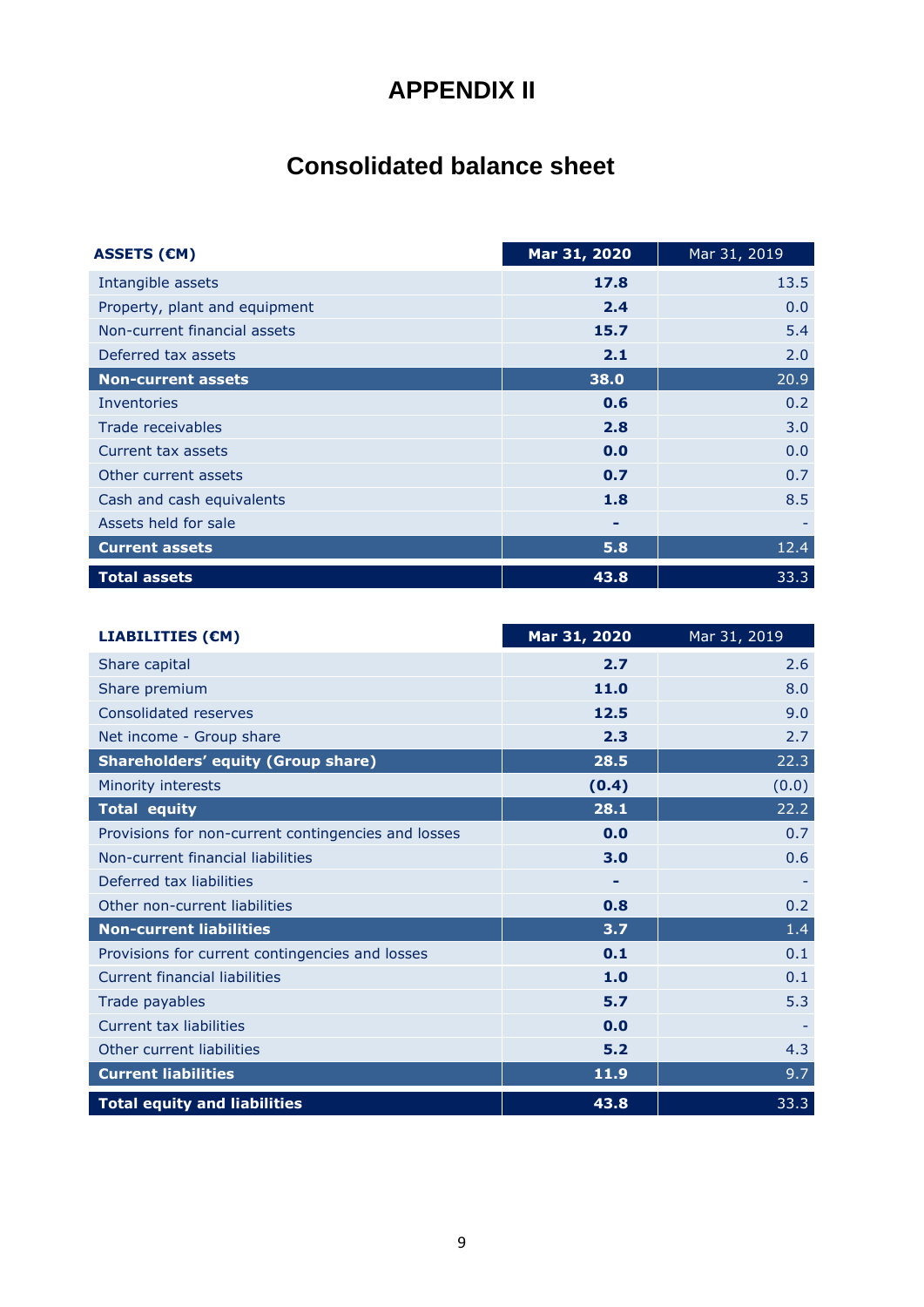# APPENDIX II

## Consolidated balance sheet

| ASSETS (€M) | Mar 31, 2020 | Mar 31, 2019 |
|---|---|---|
| Intangible assets | **17.8** | 13.5 |
| Property, plant and equipment | **2.4** | 0.0 |
| Non-current financial assets | **15.7** | 5.4 |
| Deferred tax assets | **2.1** | 2.0 |
| **Non-current assets** | **38.0** | 20.9 |
| Inventories | **0.6** | 0.2 |
| Trade receivables | **2.8** | 3.0 |
| Current tax assets | **0.0** | 0.0 |
| Other current assets | **0.7** | 0.7 |
| Cash and cash equivalents | **1.8** | 8.5 |
| Assets held for sale | **-** | - |
| **Current assets** | **5.8** | 12.4 |
| **Total assets** | **43.8** | 33.3 |

| LIABILITIES (€M) | Mar 31, 2020 | Mar 31, 2019 |
|---|---|---|
| Share capital | **2.7** | 2.6 |
| Share premium | **11.0** | 8.0 |
| Consolidated reserves | **12.5** | 9.0 |
| Net income - Group share | **2.3** | 2.7 |
| **Shareholders' equity (Group share)** | **28.5** | 22.3 |
| Minority interests | **(0.4)** | (0.0) |
| **Total equity** | **28.1** | 22.2 |
| Provisions for non-current contingencies and losses | **0.0** | 0.7 |
| Non-current financial liabilities | **3.0** | 0.6 |
| Deferred tax liabilities | **-** | - |
| Other non-current liabilities | **0.8** | 0.2 |
| **Non-current liabilities** | **3.7** | 1.4 |
| Provisions for current contingencies and losses | **0.1** | 0.1 |
| Current financial liabilities | **1.0** | 0.1 |
| Trade payables | **5.7** | 5.3 |
| Current tax liabilities | **0.0** | - |
| Other current liabilities | **5.2** | 4.3 |
| **Current liabilities** | **11.9** | 9.7 |
| **Total equity and liabilities** | **43.8** | 33.3 |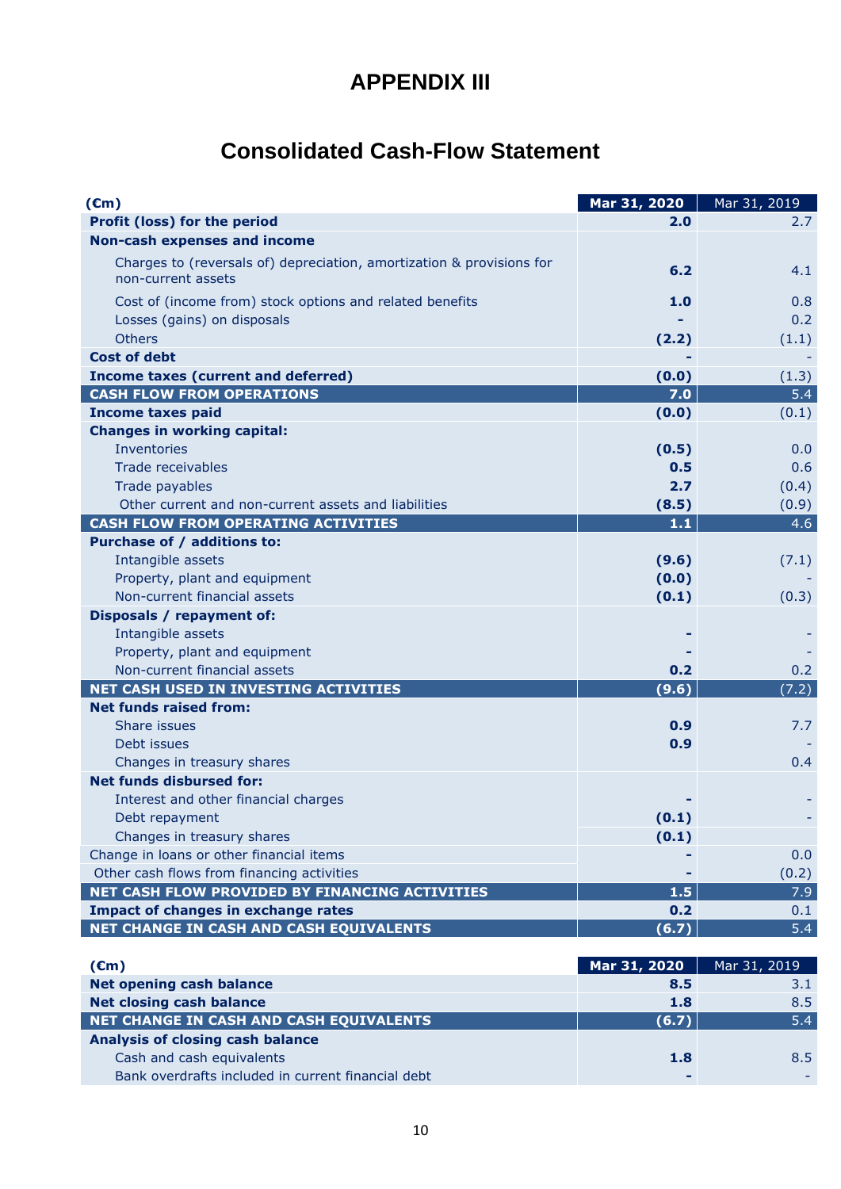# APPENDIX III

## Consolidated Cash-Flow Statement

| (€m) | Mar 31, 2020 | Mar 31, 2019 |
|---|---|---|
| **Profit (loss) for the period** | **2.0** | 2.7 |
| **Non-cash expenses and income** | | |
| Charges to (reversals of) depreciation, amortization & provisions for non-current assets | **6.2** | 4.1 |
| Cost of (income from) stock options and related benefits | **1.0** | 0.8 |
| Losses (gains) on disposals | **-** | 0.2 |
| Others | **(2.2)** | (1.1) |
| **Cost of debt** | **-** | - |
| **Income taxes (current and deferred)** | **(0.0)** | (1.3) |
| **CASH FLOW FROM OPERATIONS** | **7.0** | 5.4 |
| **Income taxes paid** | **(0.0)** | (0.1) |
| **Changes in working capital:** | | |
| Inventories | **(0.5)** | 0.0 |
| Trade receivables | **0.5** | 0.6 |
| Trade payables | **2.7** | (0.4) |
| Other current and non-current assets and liabilities | **(8.5)** | (0.9) |
| **CASH FLOW FROM OPERATING ACTIVITIES** | **1.1** | 4.6 |
| **Purchase of / additions to:** | | |
| Intangible assets | **(9.6)** | (7.1) |
| Property, plant and equipment | **(0.0)** | - |
| Non-current financial assets | **(0.1)** | (0.3) |
| **Disposals / repayment of:** | | |
| Intangible assets | **-** | - |
| Property, plant and equipment | **-** | - |
| Non-current financial assets | **0.2** | 0.2 |
| **NET CASH USED IN INVESTING ACTIVITIES** | **(9.6)** | (7.2) |
| **Net funds raised from:** | | |
| Share issues | **0.9** | 7.7 |
| Debt issues | **0.9** | - |
| Changes in treasury shares | | 0.4 |
| **Net funds disbursed for:** | | |
| Interest and other financial charges | **-** | - |
| Debt repayment | **(0.1)** | - |
| Changes in treasury shares | **(0.1)** | |
| Change in loans or other financial items | **-** | 0.0 |
| Other cash flows from financing activities | **-** | (0.2) |
| **NET CASH FLOW PROVIDED BY FINANCING ACTIVITIES** | **1.5** | 7.9 |
| **Impact of changes in exchange rates** | **0.2** | 0.1 |
| **NET CHANGE IN CASH AND CASH EQUIVALENTS** | **(6.7)** | 5.4 |

| (€m) | Mar 31, 2020 | Mar 31, 2019 |
|---|---|---|
| **Net opening cash balance** | **8.5** | 3.1 |
| **Net closing cash balance** | **1.8** | 8.5 |
| **NET CHANGE IN CASH AND CASH EQUIVALENTS** | **(6.7)** | 5.4 |
| **Analysis of closing cash balance** | | |
| Cash and cash equivalents | **1.8** | 8.5 |
| Bank overdrafts included in current financial debt | **-** | - |